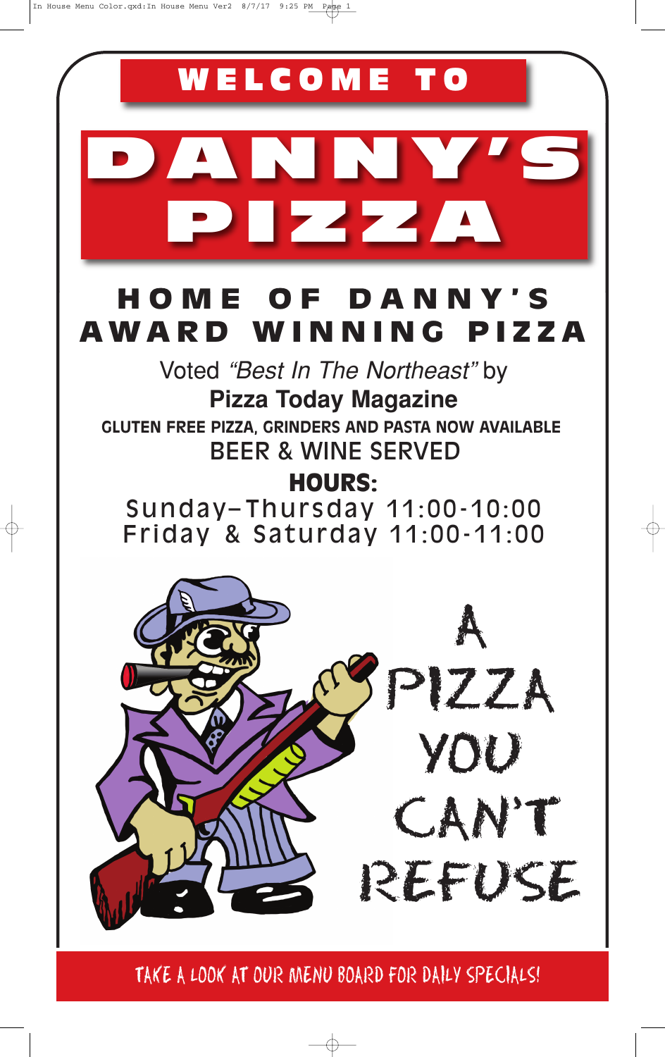# WELCOME TO

# DANNY'S PIZZA

## HOME OF DANNY'S AWARD WINNING PIZZA

Voted *"Best In The Northeast"* by

**Pizza Today Magazine**

**GLUTEN FREE PIZZA, GRINDERS AND PASTA NOW AVAILABLE**

BEER & WINE SERVED

**HOURS:**

Sunday–Thursday 11:00-10:00

Friday & Saturday 11:00-11:00

A PIZZA YOU CAN'T REFUSE

TAKE A LOOK AT OUR MENU BOARD FOR DAILY SPECIALS!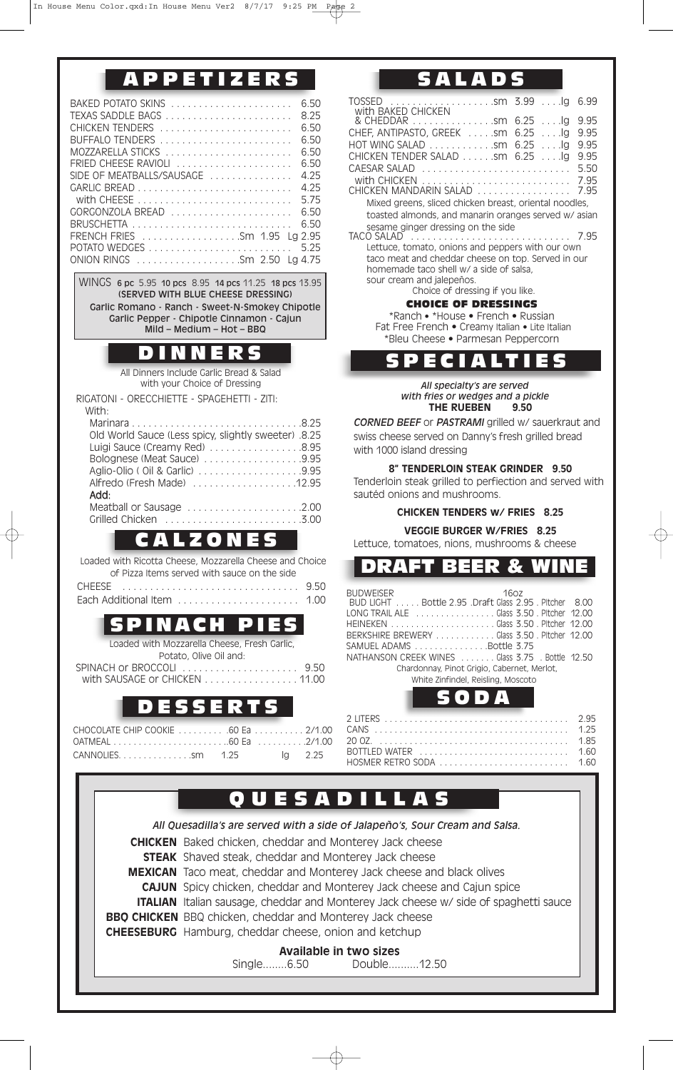## APPETIZERS

| Item | Price |
| --- | --- |
| BAKED POTATO SKINS | 6.50 |
| TEXAS SADDLE BAGS | 8.25 |
| CHICKEN TENDERS | 6.50 |
| BUFFALO TENDERS | 6.50 |
| MOZZARELLA STICKS | 6.50 |
| FRIED CHEESE RAVIOLI | 6.50 |
| SIDE OF MEATBALLS/SAUSAGE | 4.25 |
| GARLIC BREAD | 4.25 |
| with CHEESE | 5.75 |
| GORGONZOLA BREAD | 6.50 |
| BRUSCHETTA | 6.50 |
| FRENCH FRIES | Sm 1.95 Lg 2.95 |
| POTATO WEDGES | 5.25 |
| ONION RINGS | Sm 2.50 Lg 4.75 |

WINGS 6 pc 5.95 10 pcs 8.95 14 pcs 11.25 18 pcs 13.95
(SERVED WITH BLUE CHEESE DRESSING)
Garlic Romano - Ranch - Sweet-N-Smokey Chipotle
Garlic Pepper - Chipotle Cinnamon - Cajun
Mild – Medium – Hot – BBQ

## DINNERS

All Dinners Include Garlic Bread & Salad with your Choice of Dressing

RIGATONI - ORECCHIETTE - SPAGEHETTI - ZITI:
With:

| Item | Price |
| --- | --- |
| Marinara | 8.25 |
| Old World Sauce (Less spicy, slightly sweeter) | 8.25 |
| Luigi Sauce (Creamy Red) | 8.95 |
| Bolognese (Meat Sauce) | 9.95 |
| Aglio-Olio ( Oil & Garlic) | 9.95 |
| Alfredo (Fresh Made) | 12.95 |

Add:

| Item | Price |
| --- | --- |
| Meatball or Sausage | 2.00 |
| Grilled Chicken | 3.00 |

## CALZONES

Loaded with Ricotta Cheese, Mozzarella Cheese and Choice of Pizza Items served with sauce on the side

| Item | Price |
| --- | --- |
| CHEESE | 9.50 |
| Each Additional Item | 1.00 |

## SPINACH PIES

Loaded with Mozzarella Cheese, Fresh Garlic, Potato, Olive Oil and:

| Item | Price |
| --- | --- |
| SPINACH or BROCCOLI | 9.50 |
| with SAUSAGE or CHICKEN | 11.00 |

## DESSERTS

| Item | | |
| --- | --- | --- |
| CHOCOLATE CHIP COOKIE | .60 Ea | 2/1.00 |
| OATMEAL | .60 Ea | 2/1.00 |
| CANNOLIES | sm 1.25 | lg 2.25 |

## SALADS

| Item | sm | lg |
| --- | --- | --- |
| TOSSED | 3.99 | 6.99 |
| with BAKED CHICKEN & CHEDDAR | 6.25 | 9.95 |
| CHEF, ANTIPASTO, GREEK | 6.25 | 9.95 |
| HOT WING SALAD | 6.25 | 9.95 |
| CHICKEN TENDER SALAD | 6.25 | 9.95 |
| CAESAR SALAD | | 5.50 |
| with CHICKEN | | 7.95 |
| CHICKEN MANDARIN SALAD | | 7.95 |

Mixed greens, sliced chicken breast, oriental noodles, toasted almonds, and manarin oranges served w/ asian sesame ginger dressing on the side

TACO SALAD 7.95
Lettuce, tomato, onions and peppers with our own taco meat and cheddar cheese on top. Served in our homemade taco shell w/ a side of salsa, sour cream and jalepeños.
Choice of dressing if you like.

### CHOICE OF DRESSINGS

*Ranch • *House • French • Russian
Fat Free French • Creamy Italian • Lite Italian
*Bleu Cheese • Parmesan Peppercorn

## SPECIALTIES

*All specialty's are served with fries or wedges and a pickle*

**THE RUEBEN 9.50**

***CORNED BEEF*** or ***PASTRAMI*** grilled w/ sauerkraut and swiss cheese served on Danny's fresh grilled bread with 1000 island dressing

**8" TENDERLOIN STEAK GRINDER 9.50**
Tenderloin steak grilled to perfection and served with sautéd onions and mushrooms.

**CHICKEN TENDERS W/ FRIES 8.25**

**VEGGIE BURGER W/FRIES 8.25**
Lettuce, tomatoes, nions, mushrooms & cheese

## DRAFT BEER & WINE

BUDWEISER 16oz
BUD LIGHT ..... Bottle 2.95 . Draft Glass 2.95 . Pitcher 8.00
LONG TRAIL ALE ..... Glass 3.50 . Pitcher 12.00
HEINEKEN ..... Glass 3.50 . Pitcher 12.00
BERKSHIRE BREWERY ..... Glass 3.50 . Pitcher 12.00
SAMUEL ADAMS ..... Bottle 3.75
NATHANSON CREEK WINES ..... Glass 3.75 . Bottle 12.50
Chardonnay, Pinot Grigio, Cabernet, Merlot, White Zinfindel, Reisling, Moscoto

## SODA

| Item | Price |
| --- | --- |
| 2 LITERS | 2.95 |
| CANS | 1.25 |
| 20 OZ. | 1.85 |
| BOTTLED WATER | 1.60 |
| HOSMER RETRO SODA | 1.60 |

## QUESADILLAS

*All Quesadilla's are served with a side of Jalapeño's, Sour Cream and Salsa.*

**CHICKEN** Baked chicken, cheddar and Monterey Jack cheese
**STEAK** Shaved steak, cheddar and Monterey Jack cheese
**MEXICAN** Taco meat, cheddar and Monterey Jack cheese and black olives
**CAJUN** Spicy chicken, cheddar and Monterey Jack cheese and Cajun spice
**ITALIAN** Italian sausage, cheddar and Monterey Jack cheese w/ side of spaghetti sauce
**BBQ CHICKEN** BBQ chicken, cheddar and Monterey Jack cheese
**CHEESEBURG** Hamburg, cheddar cheese, onion and ketchup

**Available in two sizes**
Single........6.50 Double..........12.50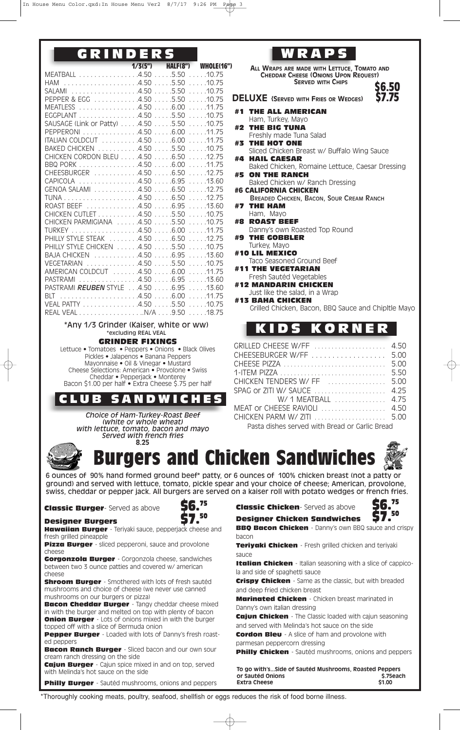## GRINDERS

| | 1/3(5") | HALF(8") | WHOLE(16") |
|---|---|---|---|
| MEATBALL | 4.50 | 5.50 | 10.75 |
| HAM | 4.50 | 5.50 | 10.75 |
| SALAMI | 4.50 | 5.50 | 10.75 |
| PEPPER & EGG | 4.50 | 5.50 | 10.75 |
| MEATLESS | 4.50 | 6.00 | 11.75 |
| EGGPLANT | 4.50 | 5.50 | 10.75 |
| SAUSAGE (Link or Patty) | 4.50 | 5.50 | 10.75 |
| PEPPERONI | 4.50 | 6.00 | 11.75 |
| ITALIAN COLDCUT | 4.50 | 6.00 | 11.75 |
| BAKED CHICKEN | 4.50 | 5.50 | 10.75 |
| CHICKEN CORDON BLEU | 4.50 | 6.50 | 12.75 |
| BBQ PORK | 4.50 | 6.00 | 11.75 |
| CHEESBURGER | 4.50 | 6.50 | 12.75 |
| CAPICOLA | 4.50 | 6.95 | 13.60 |
| GENOA SALAMI | 4.50 | 6.50 | 12.75 |
| TUNA | 4.50 | 6.50 | 12.75 |
| ROAST BEEF | 4.50 | 6.95 | 13.60 |
| CHICKEN CUTLET | 4.50 | 5.50 | 10.75 |
| CHICKEN PARMIGIANA | 4.50 | 5.50 | 10.75 |
| TURKEY | 4.50 | 6.00 | 11.75 |
| PHILLY STYLE STEAK | 4.50 | 6.50 | 12.75 |
| PHILLY STYLE CHICKEN | 4.50 | 5.50 | 10.75 |
| BAJA CHICKEN | 4.50 | 6.95 | 13.60 |
| VEGETARIAN | 4.50 | 5.50 | 10.75 |
| AMERICAN COLDCUT | 4.50 | 6.00 | 11.75 |
| PASTRAMI | 4.50 | 6.95 | 13.60 |
| PASTRAMI *REUBEN* STYLE | 4.50 | 6.95 | 13.60 |
| BLT | 4.50 | 6.00 | 11.75 |
| VEAL PATTY | 4.50 | 5.50 | 10.75 |
| REAL VEAL | N/A | 9.50 | 18.75 |

*Any 1/3 Grinder (Kaiser, white or ww)
*excluding REAL VEAL

### GRINDER FIXINGS

Lettuce • Tomatoes • Peppers • Onions • Black Olives
Pickles • Jalapenos • Banana Peppers
Mayonnaise • Oil & Vinegar • Mustard
Cheese Selections: American • Provolone • Swiss
Cheddar • Pepperjack • Monterey
Bacon $1.00 per half • Extra Cheese $.75 per half

## CLUB SANDWICHES

*Choice of Ham-Turkey-Roast Beef (white or whole wheat) with lettuce, tomato, bacon and mayo Served with french fries*
**8.25**

## WRAPS

**ALL WRAPS ARE MADE WITH LETTUCE, TOMATO AND CHEDDAR CHEESE (ONIONS UPON REQUEST) SERVED WITH CHIPS** **$6.50**

**DELUXE (SERVED WITH FRIES OR WEDGES)** **$7.75**

**#1 THE ALL AMERICAN**
Ham, Turkey, Mayo

**#2 THE BIG TUNA**
Freshly made Tuna Salad

**#3 THE HOT ONE**
Sliced Chicken Breast w/ Buffalo Wing Sauce

**#4 HAIL CAESAR**
Baked Chicken, Romaine Lettuce, Caesar Dressing

**#5 ON THE RANCH**
Baked Chicken w/ Ranch Dressing

**#6 CALIFORNIA CHICKEN**
BREADED CHICKEN, BACON, SOUR CREAM RANCH

**#7 THE HAM**
Ham, Mayo

**#8 ROAST BEEF**
Danny's own Roasted Top Round

**#9 THE GOBBLER**
Turkey, Mayo

**#10 LIL MEXICO**
Taco Seasoned Ground Beef

**#11 THE VEGETARIAN**
Fresh Sautéd Vegetables

**#12 MANDARIN CHICKEN**
Just like the salad, in a Wrap

**#13 BAHA CHICKEN**
Grilled Chicken, Bacon, BBQ Sauce and Chipltle Mayo

## KIDS KORNER

| | |
|---|---|
| GRILLED CHEESE W/FF | 4.50 |
| CHEESEBURGER W/FF | 5.00 |
| CHEESE PIZZA | 5.00 |
| 1-ITEM PIZZA | 5.50 |
| CHICKEN TENDERS W/ FF | 5.00 |
| SPAG or ZITI W/ SAUCE | 4.25 |
| W/ 1 MEATBALL | 4.75 |
| MEAT or CHEESE RAVIOLI | 4.50 |
| CHICKEN PARM W/ ZITI | 5.00 |

Pasta dishes served with Bread or Garlic Bread

# Burgers and Chicken Sandwiches

6 ounces of 90% hand formed ground beef* patty, or 6 ounces of 100% chicken breast (not a patty or ground) and served with lettuce, tomato, pickle spear and your choice of cheese; American, provolone, swiss, cheddar or pepper jack. All burgers are served on a kaiser roll with potato wedges or french fries.

**Classic Burger**- Served as above **$6.75**

**Designer Burgers** **$7.50**

**Hawaiian Burger** - Teriyaki sauce, pepperjack cheese and fresh grilled pineapple

**Pizza Burger** - sliced pepperoni, sauce and provolone cheese

**Gorgonzola Burger** - Gorgonzola cheese, sandwiches between two 3 ounce patties and covered w/ american cheese

**Shroom Burger** - Smothered with lots of fresh sautéd mushrooms and choice of cheese (we never use canned mushrooms on our burgers or pizza)

**Bacon Cheddar Burger** - Tangy cheddar cheese mixed in with the burger and melted on top with plenty of bacon

**Onion Burger** - Lots of onions mixed in with the burger topped off with a slice of Bermuda onion

**Pepper Burger** - Loaded with lots of Danny's fresh roasted peppers

**Bacon Ranch Burger** - Sliced bacon and our own sour cream ranch dressing on the side

**Cajun Burger** - Cajun spice mixed in and on top, served with Melinda's hot sauce on the side

**Philly Burger** - Sautéd mushrooms, onions and peppers

**Classic Chicken**- Served as above **$6.75**

**Designer Chicken Sandwiches** **$7.50**

**BBQ Bacon Chicken** - Danny's own BBQ sauce and crispy bacon

**Teriyaki Chicken** - Fresh grilled chicken and teriyaki sauce

**Italian Chicken** - Italian seasoning with a slice of cappicola and side of spaghetti sauce

**Crispy Chicken** - Same as the classic, but with breaded and deep fried chicken breast

**Marinated Chicken** - Chicken breast marinated in Danny's own italian dressing

**Cajun Chicken** - The Classic loaded with cajun seasoning and served with Melinda's hot sauce on the side

**Cordon Bleu** - A slice of ham and provolone with parmesan peppercorn dressing

**Philly Chicken** - Sautéd mushrooms, onions and peppers

**To go with's...Side of Sautéd Mushrooms, Roasted Peppers or Sautéd Onions** **$.75each**
**Extra Cheese** **$1.00**

*Thoroughly cooking meats, poultry, seafood, shellfish or eggs reduces the risk of food borne illness.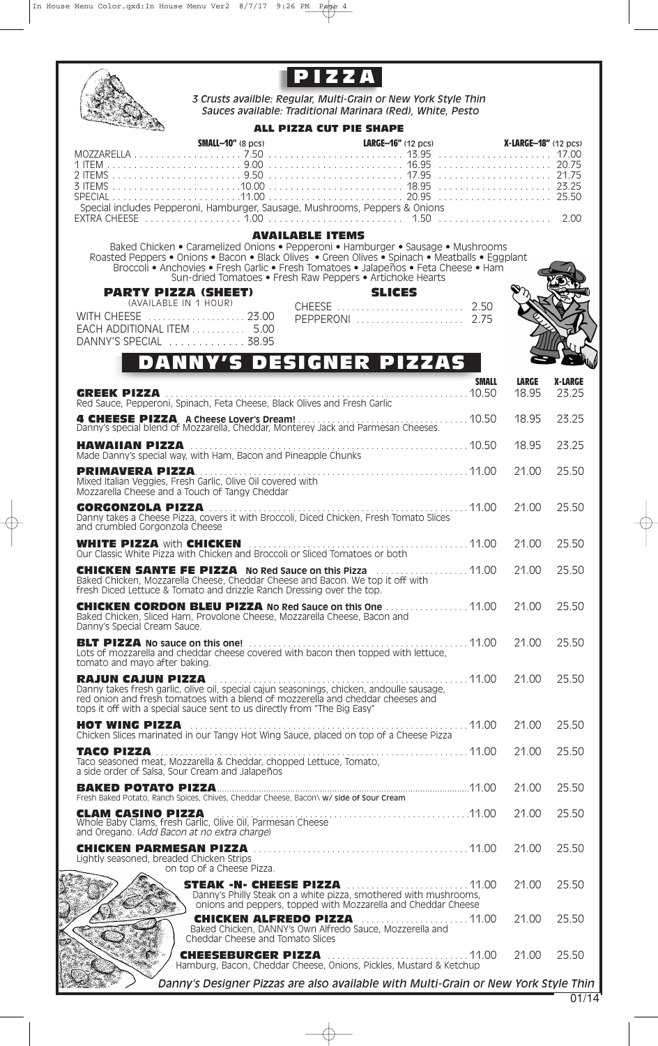# PIZZA

*3 Crusts availble: Regular, Multi-Grain or New York Style Thin*
*Sauces available: Traditional Marinara (Red), White, Pesto*

**ALL PIZZA CUT PIE SHAPE**

| | SMALL–10" (8 pcs) | LARGE–16" (12 pcs) | X-LARGE–18" (12 pcs) |
|---|---|---|---|
| MOZZARELLA | 7.50 | 13.95 | 17.00 |
| 1 ITEM | 9.00 | 16.95 | 20.75 |
| 2 ITEMS | 9.50 | 17.95 | 21.75 |
| 3 ITEMS | 10.00 | 18.95 | 23.25 |
| SPECIAL | 11.00 | 20.95 | 25.50 |
| EXTRA CHEESE | 1.00 | 1.50 | 2.00 |

Special includes Pepperoni, Hamburger, Sausage, Mushrooms, Peppers & Onions

## AVAILABLE ITEMS

Baked Chicken • Caramelized Onions • Pepperoni • Hamburger • Sausage • Mushrooms
Roasted Peppers • Onions • Bacon • Black Olives • Green Olives • Spinach • Meatballs • Eggplant
Broccoli • Anchovies • Fresh Garlic • Fresh Tomatoes • Jalapeños • Feta Cheese • Ham
Sun-dried Tomatoes • Fresh Raw Peppers • Artichoke Hearts

## PARTY PIZZA (SHEET)

(AVAILABLE IN 1 HOUR)

| | |
|---|---|
| WITH CHEESE | 23.00 |
| EACH ADDITIONAL ITEM | 5.00 |
| DANNY'S SPECIAL | 38.95 |

## SLICES

| | |
|---|---|
| CHEESE | 2.50 |
| PEPPERONI | 2.75 |

# DANNY'S DESIGNER PIZZAS

| | SMALL | LARGE | X-LARGE |
|---|---|---|---|
| **GREEK PIZZA** Red Sauce, Pepperoni, Spinach, Feta Cheese, Black Olives and Fresh Garlic | 10.50 | 18.95 | 23.25 |
| **4 CHEESE PIZZA** A Cheese Lover's Dream! Danny's special blend of Mozzarella, Cheddar, Monterey Jack and Parmesan Cheeses. | 10.50 | 18.95 | 23.25 |
| **HAWAIIAN PIZZA** Made Danny's special way, with Ham, Bacon and Pineapple Chunks | 10.50 | 18.95 | 23.25 |
| **PRIMAVERA PIZZA** Mixed Italian Veggies, Fresh Garlic, Olive Oil covered with Mozzarella Cheese and a Touch of Tangy Cheddar | 11.00 | 21.00 | 25.50 |
| **GORGONZOLA PIZZA** Danny takes a Cheese Pizza, covers it with Broccoli, Diced Chicken, Fresh Tomato Slices and crumbled Gorgonzola Cheese | 11.00 | 21.00 | 25.50 |
| **WHITE PIZZA with CHICKEN** Our Classic White Pizza with Chicken and Broccoli or Sliced Tomatoes or both | 11.00 | 21.00 | 25.50 |
| **CHICKEN SANTE FE PIZZA** No Red Sauce on this Pizza. Baked Chicken, Mozzarella Cheese, Cheddar Cheese and Bacon. We top it off with fresh Diced Lettuce & Tomato and drizzle Ranch Dressing over the top. | 11.00 | 21.00 | 25.50 |
| **CHICKEN CORDON BLEU PIZZA** No Red Sauce on this One. Baked Chicken, Sliced Ham, Provolone Cheese, Mozzarella Cheese, Bacon and Danny's Special Cream Sauce. | 11.00 | 21.00 | 25.50 |
| **BLT PIZZA** No sauce on this one! Lots of mozzarella and cheddar cheese covered with bacon then topped with lettuce, tomato and mayo after baking. | 11.00 | 21.00 | 25.50 |
| **RAJUN CAJUN PIZZA** Danny takes fresh garlic, olive oil, special cajun seasonings, chicken, andoulle sausage, red onion and fresh tomatoes with a blend of mozzerella and cheddar cheeses and tops it off with a special sauce sent to us directly from "The Big Easy" | 11.00 | 21.00 | 25.50 |
| **HOT WING PIZZA** Chicken Slices marinated in our Tangy Hot Wing Sauce, placed on top of a Cheese Pizza | 11.00 | 21.00 | 25.50 |
| **TACO PIZZA** Taco seasoned meat, Mozzarella & Cheddar, chopped Lettuce, Tomato, a side order of Salsa, Sour Cream and Jalapeños | 11.00 | 21.00 | 25.50 |
| **BAKED POTATO PIZZA** Fresh Baked Potato, Ranch Spices, Chives, Cheddar Cheese, Bacon\ w/ side of Sour Cream | 11.00 | 21.00 | 25.50 |
| **CLAM CASINO PIZZA** Whole Baby Clams, fresh Garlic, Olive Oil, Parmesan Cheese and Oregano. (*Add Bacon at no extra charge*) | 11.00 | 21.00 | 25.50 |
| **CHICKEN PARMESAN PIZZA** Lightly seasoned, breaded Chicken Strips on top of a Cheese Pizza. | 11.00 | 21.00 | 25.50 |
| **STEAK -N- CHEESE PIZZA** Danny's Philly Steak on a white pizza, smothered with mushrooms, onions and peppers, topped with Mozzarella and Cheddar Cheese | 11.00 | 21.00 | 25.50 |
| **CHICKEN ALFREDO PIZZA** Baked Chicken, DANNY's Own Alfredo Sauce, Mozzerella and Cheddar Cheese and Tomato Slices | 11.00 | 21.00 | 25.50 |
| **CHEESEBURGER PIZZA** Hamburg, Bacon, Cheddar Cheese, Onions, Pickles, Mustard & Ketchup | 11.00 | 21.00 | 25.50 |

*Danny's Designer Pizzas are also available with Multi-Grain or New York Style Thin*

01/14